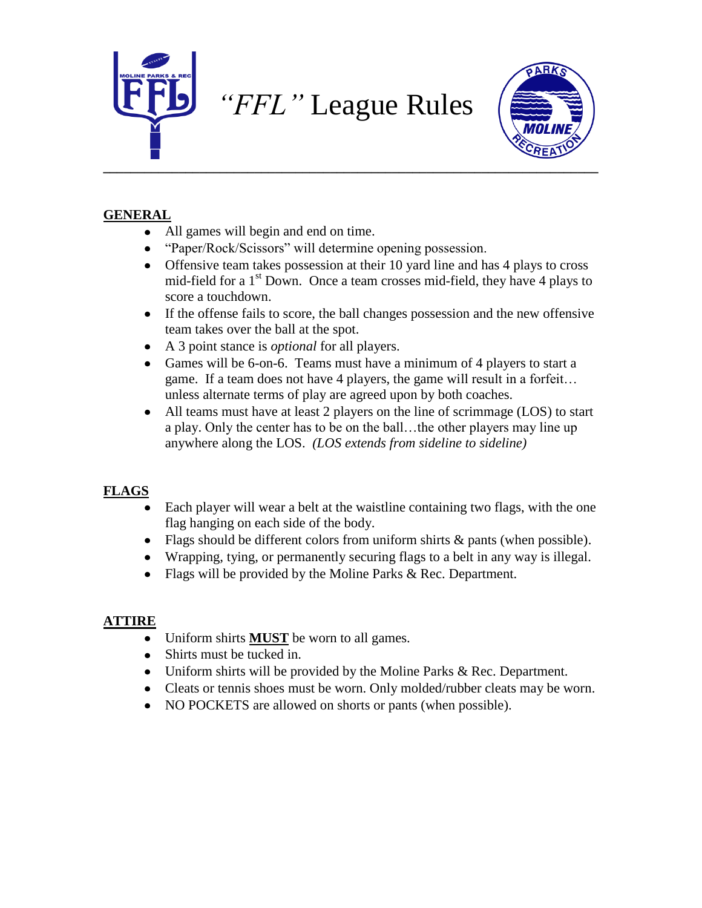# *"FFL"* League Rules

## GENERAL

- All games will begin and end on time.
- "Paper/Rock/Scissors" will determine opening possession.
- Offensive team takes possession at their 10 yard line and has 4 plays to cross mid-field for a 1st Down. Once a team crosses mid-field, they have 4 plays to score a touchdown.
- If the offense fails to score, the ball changes possession and the new offensive team takes over the ball at the spot.
- A 3 point stance is *optional* for all players.
- Games will be 6-on-6. Teams must have a minimum of 4 players to start a game. If a team does not have 4 players, the game will result in a forfeit… unless alternate terms of play are agreed upon by both coaches.
- All teams must have at least 2 players on the line of scrimmage (LOS) to start a play. Only the center has to be on the ball…the other players may line up anywhere along the LOS. *(LOS extends from sideline to sideline)*

## FLAGS

- Each player will wear a belt at the waistline containing two flags, with the one flag hanging on each side of the body.
- Flags should be different colors from uniform shirts & pants (when possible).
- Wrapping, tying, or permanently securing flags to a belt in any way is illegal.
- Flags will be provided by the Moline Parks & Rec. Department.

## ATTIRE

- Uniform shirts **MUST** be worn to all games.
- Shirts must be tucked in.
- Uniform shirts will be provided by the Moline Parks & Rec. Department.
- Cleats or tennis shoes must be worn. Only molded/rubber cleats may be worn.
- NO POCKETS are allowed on shorts or pants (when possible).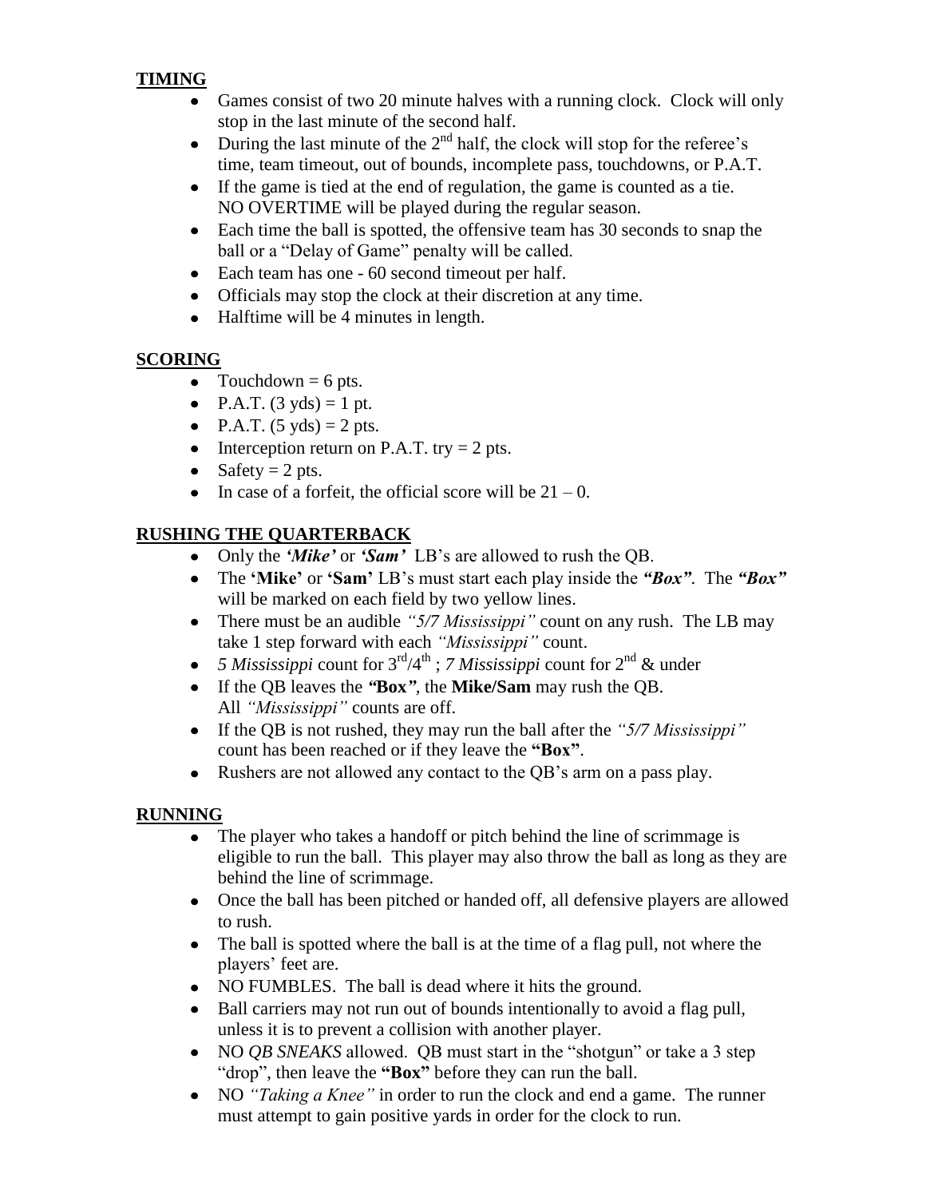## TIMING

- Games consist of two 20 minute halves with a running clock. Clock will only stop in the last minute of the second half.
- During the last minute of the 2nd half, the clock will stop for the referee's time, team timeout, out of bounds, incomplete pass, touchdowns, or P.A.T.
- If the game is tied at the end of regulation, the game is counted as a tie. NO OVERTIME will be played during the regular season.
- Each time the ball is spotted, the offensive team has 30 seconds to snap the ball or a "Delay of Game" penalty will be called.
- Each team has one - 60 second timeout per half.
- Officials may stop the clock at their discretion at any time.
- Halftime will be 4 minutes in length.

## SCORING

- Touchdown = 6 pts.
- P.A.T. (3 yds) = 1 pt.
- P.A.T. (5 yds) = 2 pts.
- Interception return on P.A.T. try = 2 pts.
- Safety = 2 pts.
- In case of a forfeit, the official score will be 21 – 0.

## RUSHING THE QUARTERBACK

- Only the ***'Mike'*** or ***'Sam'*** LB's are allowed to rush the QB.
- The **'Mike'** or **'Sam'** LB's must start each play inside the ***"Box"***. The ***"Box"*** will be marked on each field by two yellow lines.
- There must be an audible *"5/7 Mississippi"* count on any rush. The LB may take 1 step forward with each *"Mississippi"* count.
- *5 Mississippi* count for 3rd/4th ; *7 Mississippi* count for 2nd & under
- If the QB leaves the ***"Box"***, the **Mike/Sam** may rush the QB. All *"Mississippi"* counts are off.
- If the QB is not rushed, they may run the ball after the *"5/7 Mississippi"* count has been reached or if they leave the **"Box"**.
- Rushers are not allowed any contact to the QB's arm on a pass play.

## RUNNING

- The player who takes a handoff or pitch behind the line of scrimmage is eligible to run the ball. This player may also throw the ball as long as they are behind the line of scrimmage.
- Once the ball has been pitched or handed off, all defensive players are allowed to rush.
- The ball is spotted where the ball is at the time of a flag pull, not where the players' feet are.
- NO FUMBLES. The ball is dead where it hits the ground.
- Ball carriers may not run out of bounds intentionally to avoid a flag pull, unless it is to prevent a collision with another player.
- NO *QB SNEAKS* allowed. QB must start in the "shotgun" or take a 3 step "drop", then leave the **"Box"** before they can run the ball.
- NO *"Taking a Knee"* in order to run the clock and end a game. The runner must attempt to gain positive yards in order for the clock to run.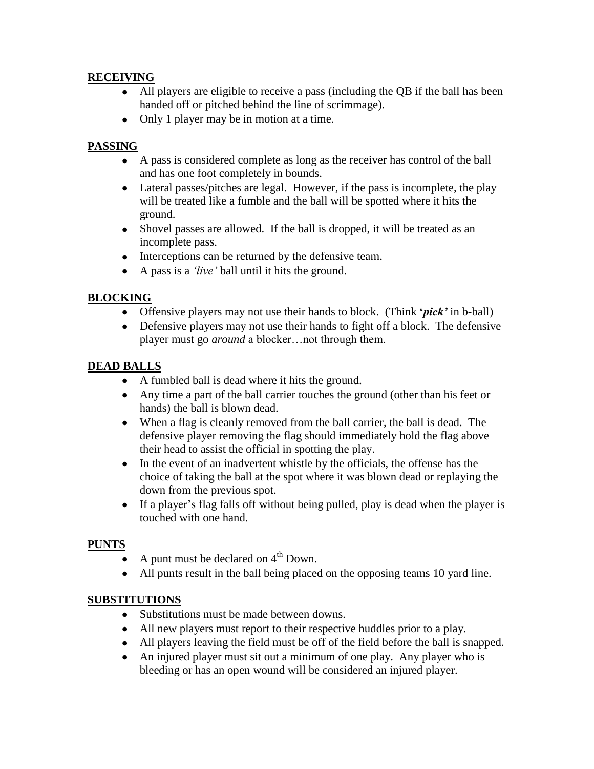## RECEIVING

- All players are eligible to receive a pass (including the QB if the ball has been handed off or pitched behind the line of scrimmage).
- Only 1 player may be in motion at a time.

## PASSING

- A pass is considered complete as long as the receiver has control of the ball and has one foot completely in bounds.
- Lateral passes/pitches are legal. However, if the pass is incomplete, the play will be treated like a fumble and the ball will be spotted where it hits the ground.
- Shovel passes are allowed. If the ball is dropped, it will be treated as an incomplete pass.
- Interceptions can be returned by the defensive team.
- A pass is a *'live'* ball until it hits the ground.

## BLOCKING

- Offensive players may not use their hands to block. (Think **'*pick'*** in b-ball)
- Defensive players may not use their hands to fight off a block. The defensive player must go *around* a blocker…not through them.

## DEAD BALLS

- A fumbled ball is dead where it hits the ground.
- Any time a part of the ball carrier touches the ground (other than his feet or hands) the ball is blown dead.
- When a flag is cleanly removed from the ball carrier, the ball is dead. The defensive player removing the flag should immediately hold the flag above their head to assist the official in spotting the play.
- In the event of an inadvertent whistle by the officials, the offense has the choice of taking the ball at the spot where it was blown dead or replaying the down from the previous spot.
- If a player's flag falls off without being pulled, play is dead when the player is touched with one hand.

## PUNTS

- A punt must be declared on 4th Down.
- All punts result in the ball being placed on the opposing teams 10 yard line.

## SUBSTITUTIONS

- Substitutions must be made between downs.
- All new players must report to their respective huddles prior to a play.
- All players leaving the field must be off of the field before the ball is snapped.
- An injured player must sit out a minimum of one play. Any player who is bleeding or has an open wound will be considered an injured player.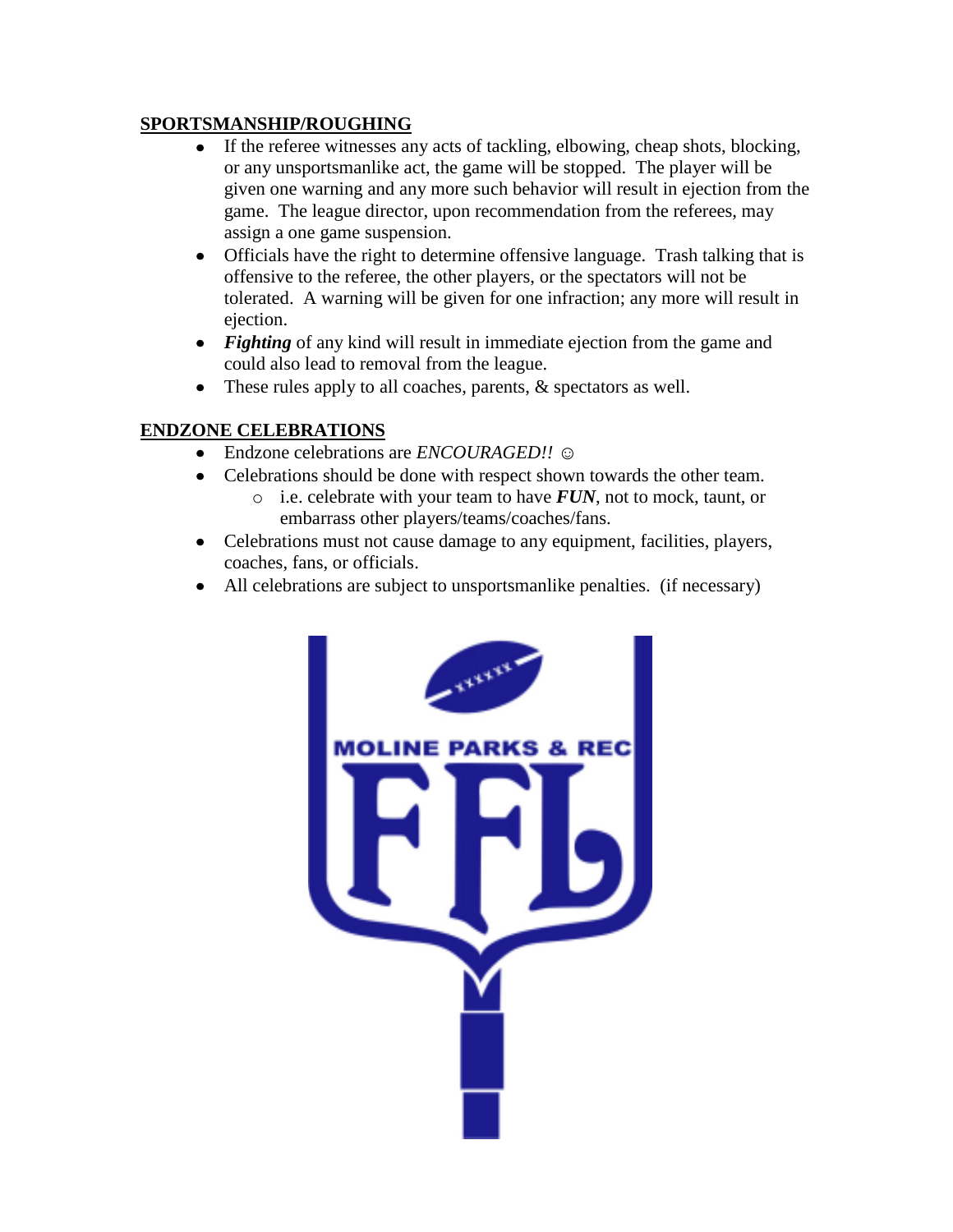## SPORTSMANSHIP/ROUGHING

- If the referee witnesses any acts of tackling, elbowing, cheap shots, blocking, or any unsportsmanlike act, the game will be stopped. The player will be given one warning and any more such behavior will result in ejection from the game. The league director, upon recommendation from the referees, may assign a one game suspension.
- Officials have the right to determine offensive language. Trash talking that is offensive to the referee, the other players, or the spectators will not be tolerated. A warning will be given for one infraction; any more will result in ejection.
- ***Fighting*** of any kind will result in immediate ejection from the game and could also lead to removal from the league.
- These rules apply to all coaches, parents, & spectators as well.

## ENDZONE CELEBRATIONS

- Endzone celebrations are *ENCOURAGED!!* ☺
- Celebrations should be done with respect shown towards the other team.
    - i.e. celebrate with your team to have ***FUN***, not to mock, taunt, or embarrass other players/teams/coaches/fans.
- Celebrations must not cause damage to any equipment, facilities, players, coaches, fans, or officials.
- All celebrations are subject to unsportsmanlike penalties. (if necessary)

MOLINE PARKS & REC

FFL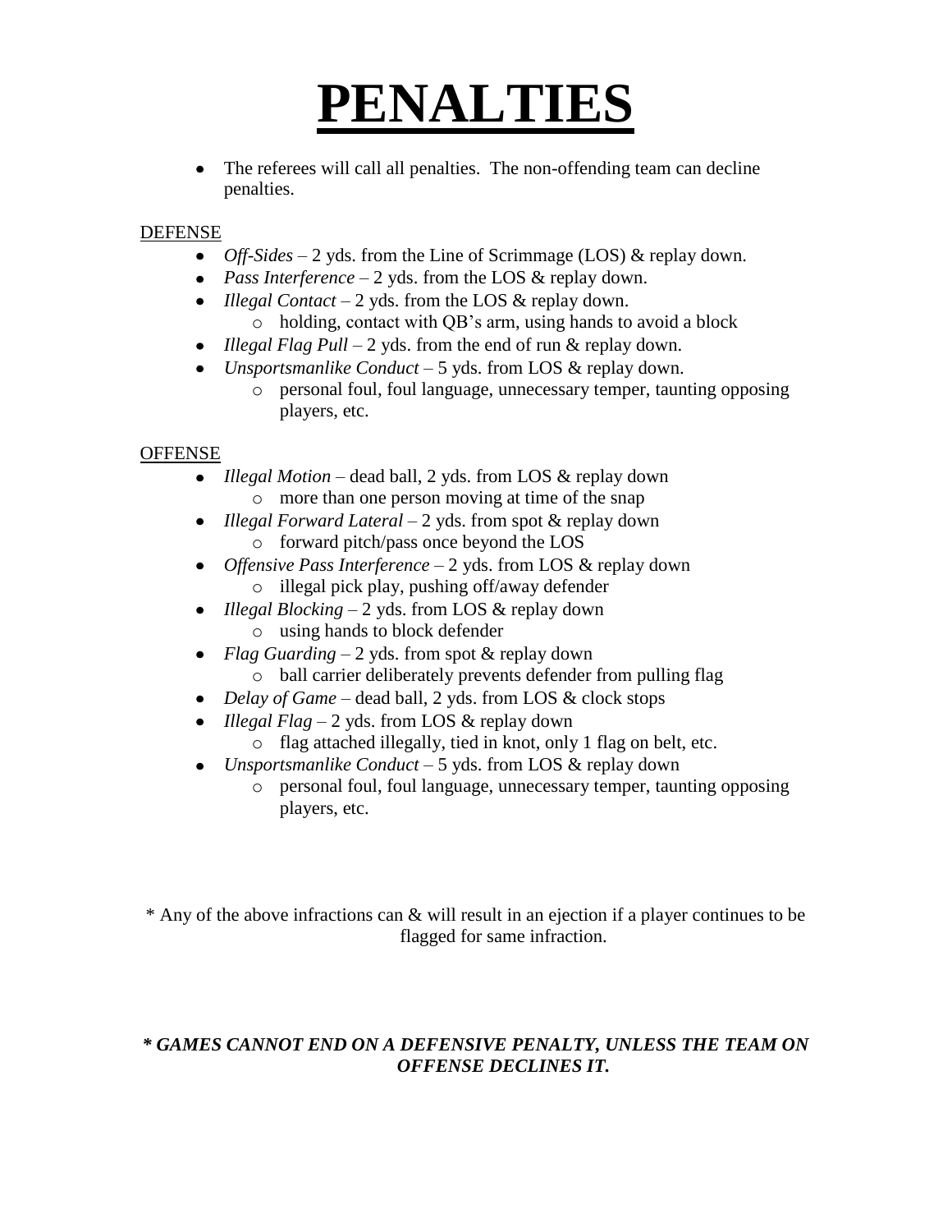# **PENALTIES**

- The referees will call all penalties. The non-offending team can decline penalties.

DEFENSE

- *Off-Sides* – 2 yds. from the Line of Scrimmage (LOS) & replay down.
- *Pass Interference* – 2 yds. from the LOS & replay down.
- *Illegal Contact* – 2 yds. from the LOS & replay down.
  - holding, contact with QB's arm, using hands to avoid a block
- *Illegal Flag Pull* – 2 yds. from the end of run & replay down.
- *Unsportsmanlike Conduct* – 5 yds. from LOS & replay down.
  - personal foul, foul language, unnecessary temper, taunting opposing players, etc.

OFFENSE

- *Illegal Motion* – dead ball, 2 yds. from LOS & replay down
  - more than one person moving at time of the snap
- *Illegal Forward Lateral* – 2 yds. from spot & replay down
  - forward pitch/pass once beyond the LOS
- *Offensive Pass Interference* – 2 yds. from LOS & replay down
  - illegal pick play, pushing off/away defender
- *Illegal Blocking* – 2 yds. from LOS & replay down
  - using hands to block defender
- *Flag Guarding* – 2 yds. from spot & replay down
  - ball carrier deliberately prevents defender from pulling flag
- *Delay of Game* – dead ball, 2 yds. from LOS & clock stops
- *Illegal Flag* – 2 yds. from LOS & replay down
  - flag attached illegally, tied in knot, only 1 flag on belt, etc.
- *Unsportsmanlike Conduct* – 5 yds. from LOS & replay down
  - personal foul, foul language, unnecessary temper, taunting opposing players, etc.

* Any of the above infractions can & will result in an ejection if a player continues to be flagged for same infraction.

***\* GAMES CANNOT END ON A DEFENSIVE PENALTY, UNLESS THE TEAM ON OFFENSE DECLINES IT.***